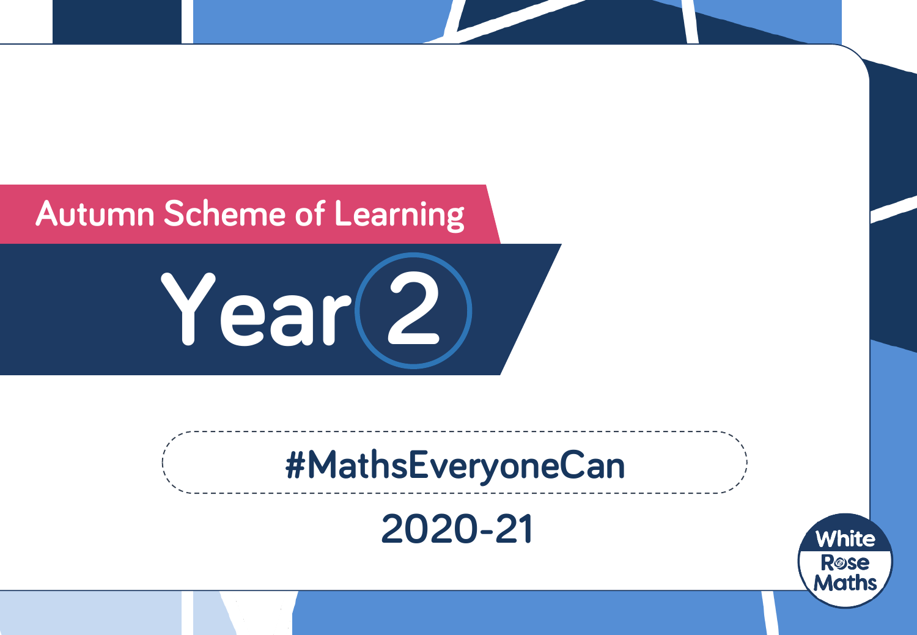Autumn Scheme of Learning

# Year 2

#MathsEveryoneCan

2020-21

White Rose Maths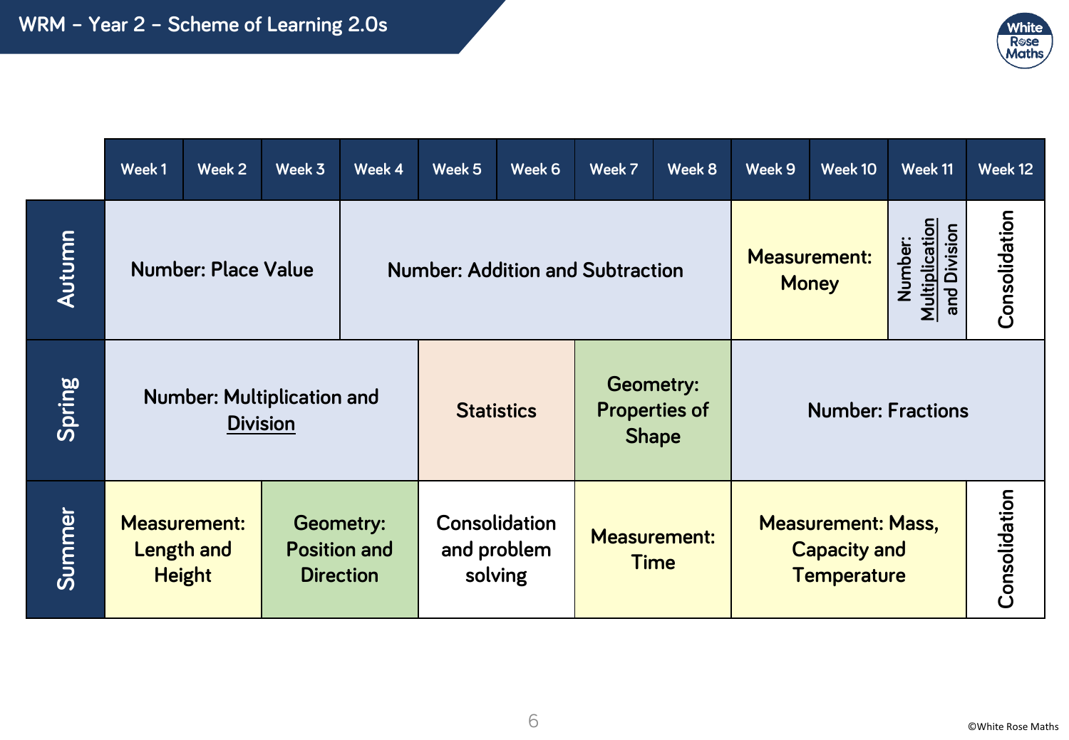# WRM – Year 2 – Scheme of Learning 2.0s

| | Week 1 | Week 2 | Week 3 | Week 4 | Week 5 | Week 6 | Week 7 | Week 8 | Week 9 | Week 10 | Week 11 | Week 12 |
|---|---|---|---|---|---|---|---|---|---|---|---|---|
| **Autumn** | Number: Place Value | | | Number: Addition and Subtraction | | | | | Measurement: Money | | Number: Multiplication and Division | Consolidation |
| **Spring** | Number: Multiplication and Division | | | | Statistics | | Geometry: Properties of Shape | | Number: Fractions | | | |
| **Summer** | Measurement: Length and Height | | Geometry: Position and Direction | | Consolidation and problem solving | | Measurement: Time | | Measurement: Mass, Capacity and Temperature | | | Consolidation |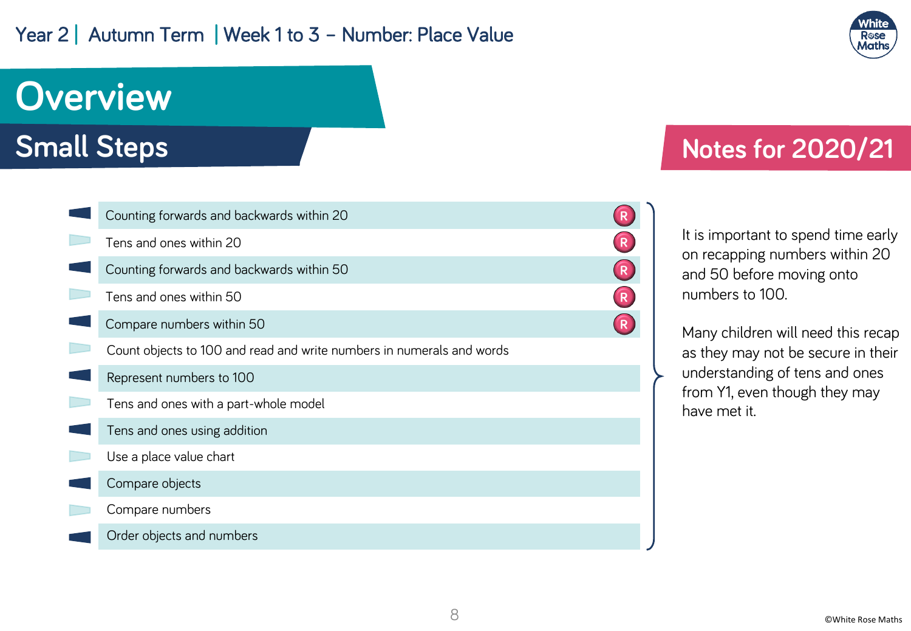# Overview

## Small Steps

- Counting forwards and backwards within 20 (R)
- Tens and ones within 20 (R)
- Counting forwards and backwards within 50 (R)
- Tens and ones within 50 (R)
- Compare numbers within 50 (R)
- Count objects to 100 and read and write numbers in numerals and words
- Represent numbers to 100
- Tens and ones with a part-whole model
- Tens and ones using addition
- Use a place value chart
- Compare objects
- Compare numbers
- Order objects and numbers

## Notes for 2020/21

It is important to spend time early on recapping numbers within 20 and 50 before moving onto numbers to 100.

Many children will need this recap as they may not be secure in their understanding of tens and ones from Y1, even though they may have met it.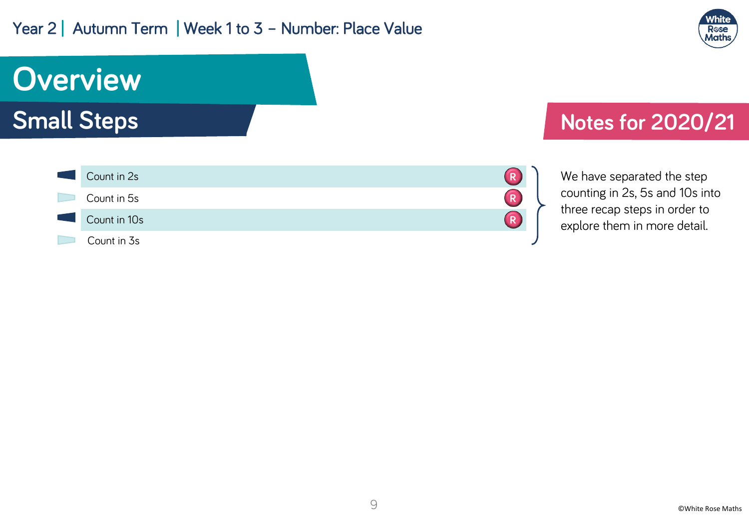# Overview

## Small Steps

- Count in 2s (R)
- Count in 5s (R)
- Count in 10s (R)
- Count in 3s

## Notes for 2020/21

We have separated the step counting in 2s, 5s and 10s into three recap steps in order to explore them in more detail.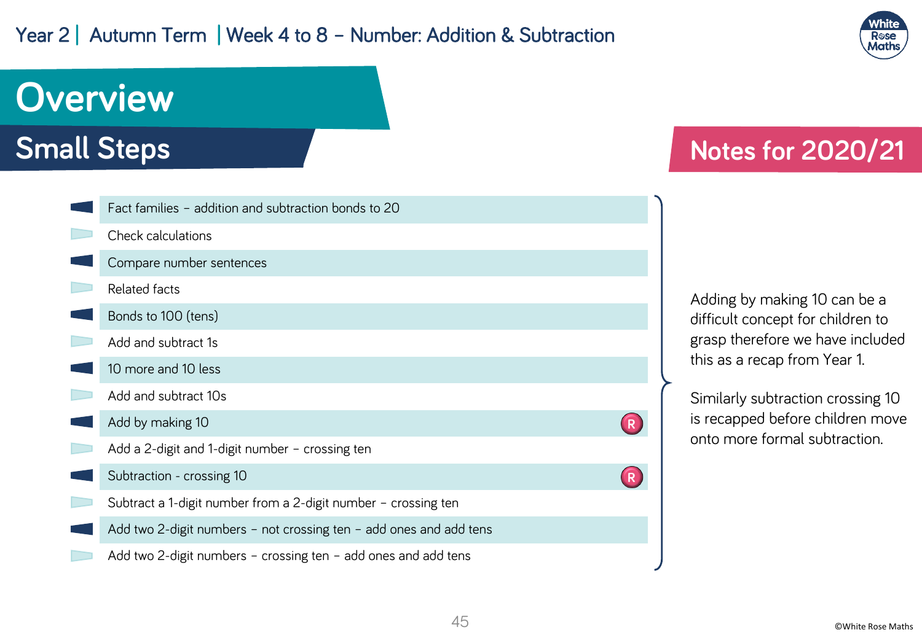# Overview

## Small Steps

- Fact families – addition and subtraction bonds to 20
- Check calculations
- Compare number sentences
- Related facts
- Bonds to 100 (tens)
- Add and subtract 1s
- 10 more and 10 less
- Add and subtract 10s
- Add by making 10 (R)
- Add a 2-digit and 1-digit number – crossing ten
- Subtraction - crossing 10 (R)
- Subtract a 1-digit number from a 2-digit number – crossing ten
- Add two 2-digit numbers – not crossing ten – add ones and add tens
- Add two 2-digit numbers – crossing ten – add ones and add tens

## Notes for 2020/21

Adding by making 10 can be a difficult concept for children to grasp therefore we have included this as a recap from Year 1.

Similarly subtraction crossing 10 is recapped before children move onto more formal subtraction.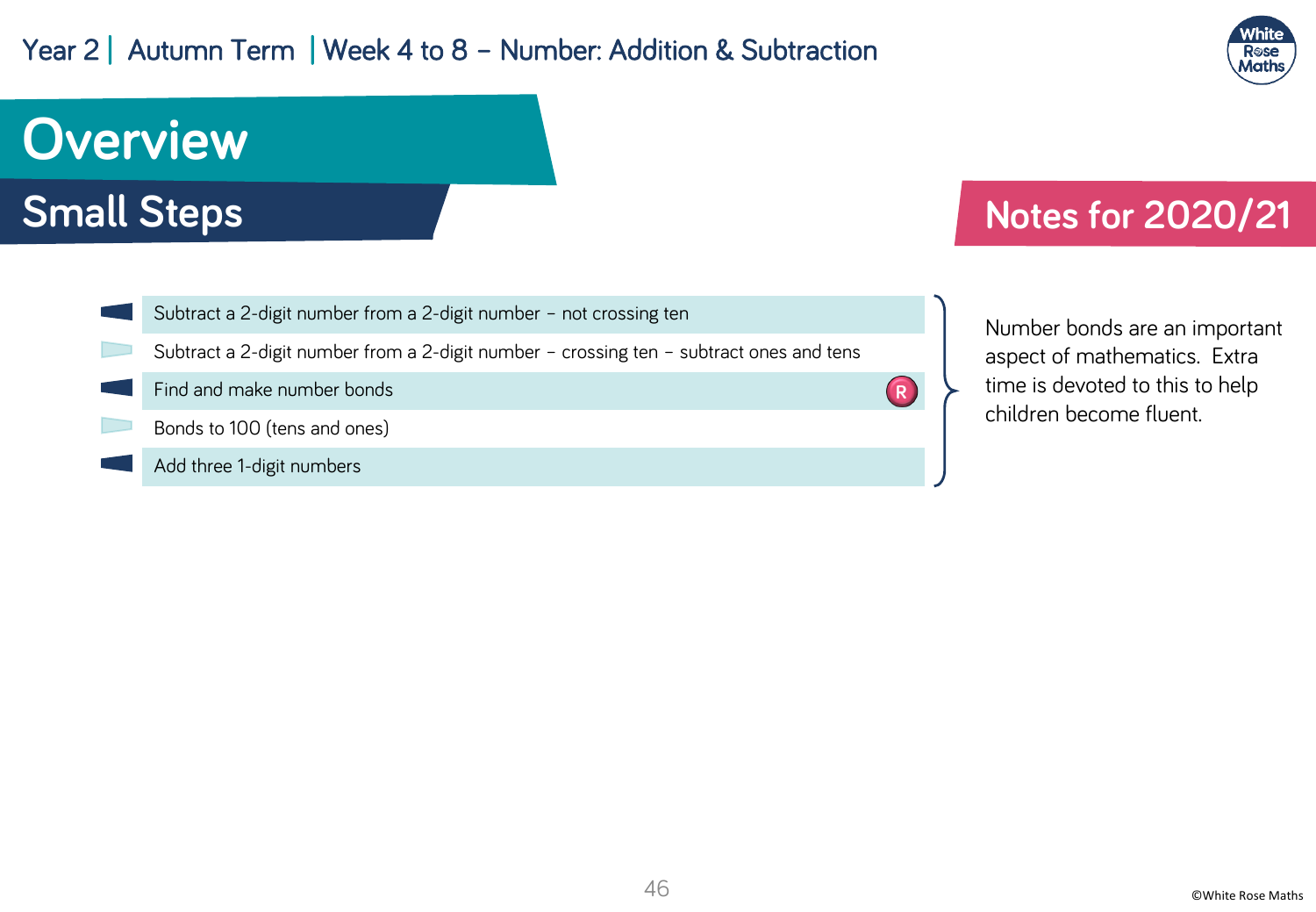Year 2 | Autumn Term | Week 4 to 8 – Number: Addition & Subtraction

# Overview

## Small Steps

- Subtract a 2-digit number from a 2-digit number – not crossing ten
- Subtract a 2-digit number from a 2-digit number – crossing ten – subtract ones and tens
- Find and make number bonds (R)
- Bonds to 100 (tens and ones)
- Add three 1-digit numbers

## Notes for 2020/21

Number bonds are an important aspect of mathematics. Extra time is devoted to this to help children become fluent.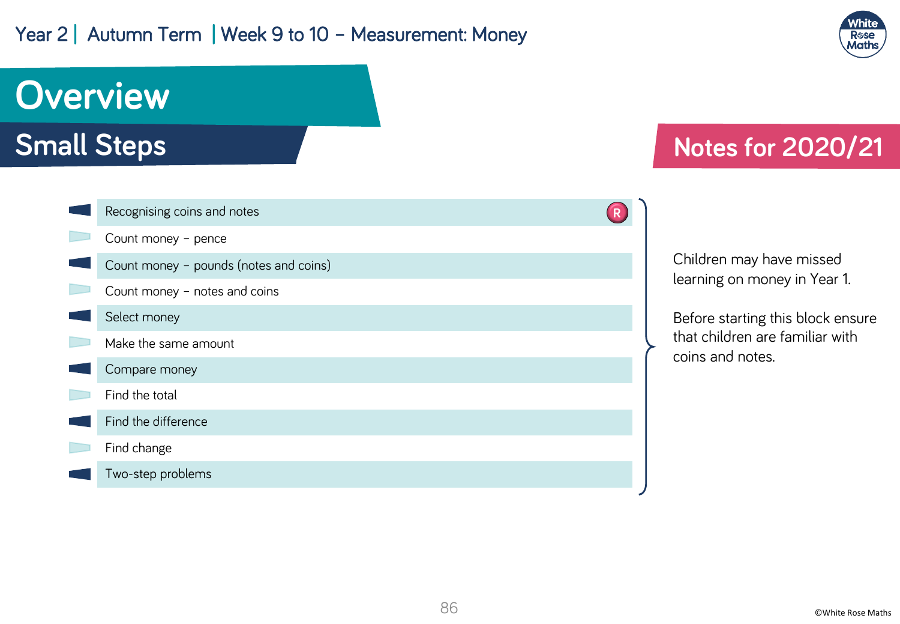# Overview

## Small Steps

- Recognising coins and notes (R)
- Count money – pence
- Count money – pounds (notes and coins)
- Count money – notes and coins
- Select money
- Make the same amount
- Compare money
- Find the total
- Find the difference
- Find change
- Two-step problems

## Notes for 2020/21

Children may have missed learning on money in Year 1.

Before starting this block ensure that children are familiar with coins and notes.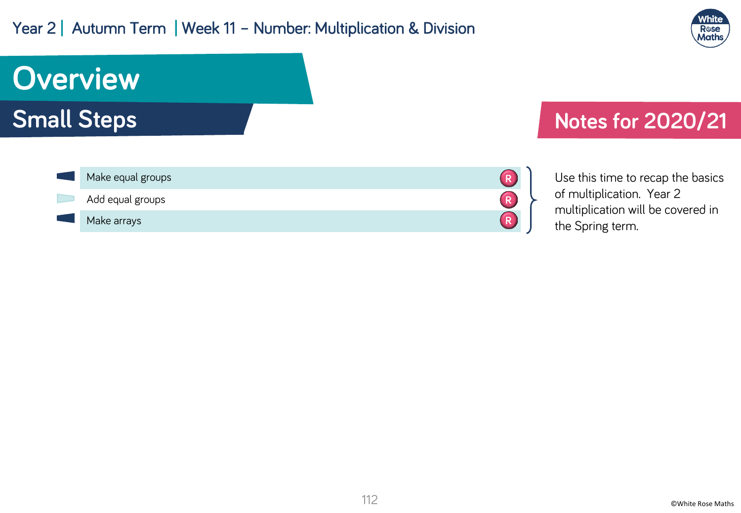# Overview

## Small Steps

- Make equal groups (R)
- Add equal groups (R)
- Make arrays (R)

## Notes for 2020/21

Use this time to recap the basics of multiplication. Year 2 multiplication will be covered in the Spring term.